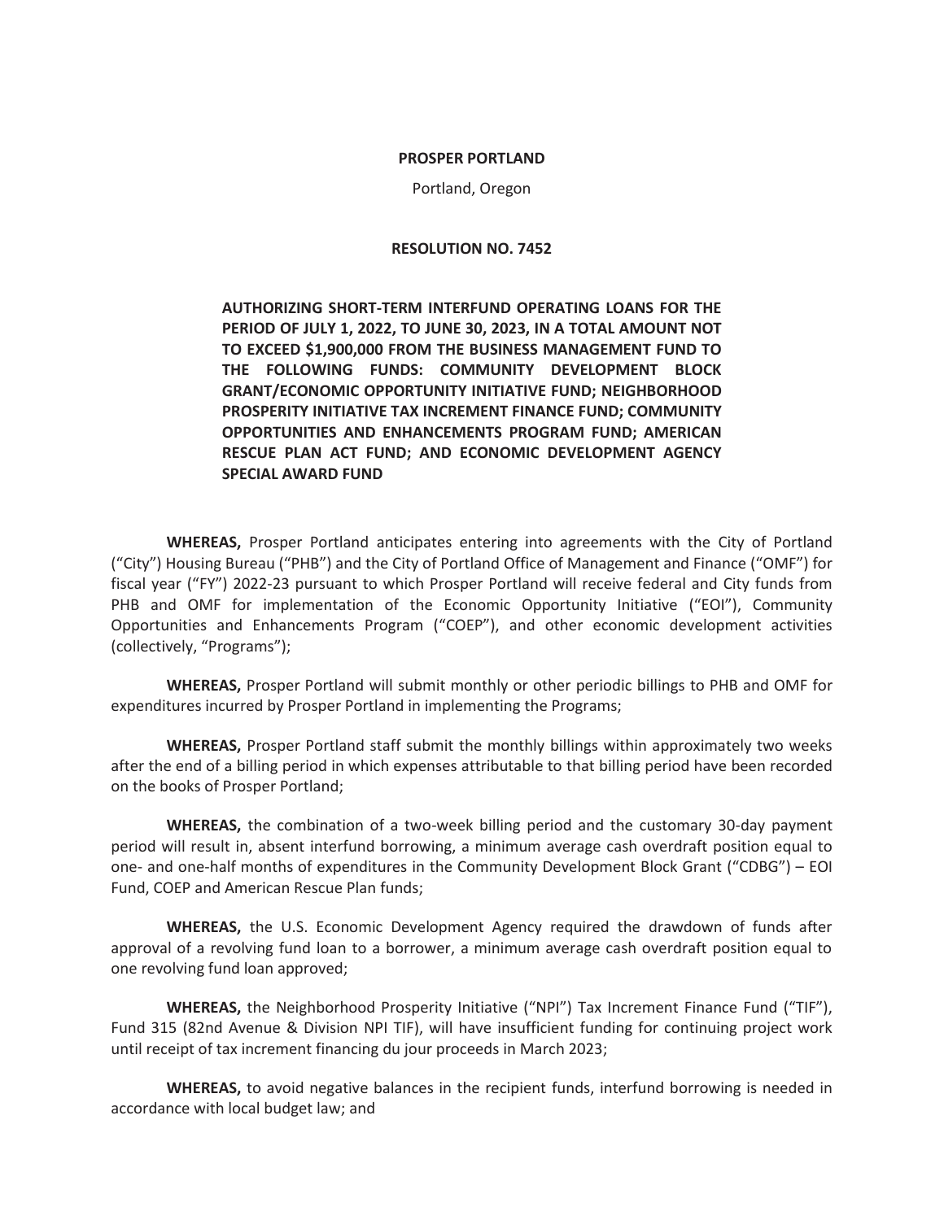**PROSPER PORTLAND**

Portland, Oregon

**RESOLUTION NO. 7452**

**AUTHORIZING SHORT-TERM INTERFUND OPERATING LOANS FOR THE PERIOD OF JULY 1, 2022, TO JUNE 30, 2023, IN A TOTAL AMOUNT NOT TO EXCEED $1,900,000 FROM THE BUSINESS MANAGEMENT FUND TO THE FOLLOWING FUNDS: COMMUNITY DEVELOPMENT BLOCK GRANT/ECONOMIC OPPORTUNITY INITIATIVE FUND; NEIGHBORHOOD PROSPERITY INITIATIVE TAX INCREMENT FINANCE FUND; COMMUNITY OPPORTUNITIES AND ENHANCEMENTS PROGRAM FUND; AMERICAN RESCUE PLAN ACT FUND; AND ECONOMIC DEVELOPMENT AGENCY SPECIAL AWARD FUND**

**WHEREAS,** Prosper Portland anticipates entering into agreements with the City of Portland ("City") Housing Bureau ("PHB") and the City of Portland Office of Management and Finance ("OMF") for fiscal year ("FY") 2022-23 pursuant to which Prosper Portland will receive federal and City funds from PHB and OMF for implementation of the Economic Opportunity Initiative ("EOI"), Community Opportunities and Enhancements Program ("COEP"), and other economic development activities (collectively, "Programs");

**WHEREAS,** Prosper Portland will submit monthly or other periodic billings to PHB and OMF for expenditures incurred by Prosper Portland in implementing the Programs;

**WHEREAS,** Prosper Portland staff submit the monthly billings within approximately two weeks after the end of a billing period in which expenses attributable to that billing period have been recorded on the books of Prosper Portland;

**WHEREAS,** the combination of a two-week billing period and the customary 30-day payment period will result in, absent interfund borrowing, a minimum average cash overdraft position equal to one- and one-half months of expenditures in the Community Development Block Grant ("CDBG") – EOI Fund, COEP and American Rescue Plan funds;

**WHEREAS,** the U.S. Economic Development Agency required the drawdown of funds after approval of a revolving fund loan to a borrower, a minimum average cash overdraft position equal to one revolving fund loan approved;

**WHEREAS,** the Neighborhood Prosperity Initiative ("NPI") Tax Increment Finance Fund ("TIF"), Fund 315 (82nd Avenue & Division NPI TIF), will have insufficient funding for continuing project work until receipt of tax increment financing du jour proceeds in March 2023;

**WHEREAS,** to avoid negative balances in the recipient funds, interfund borrowing is needed in accordance with local budget law; and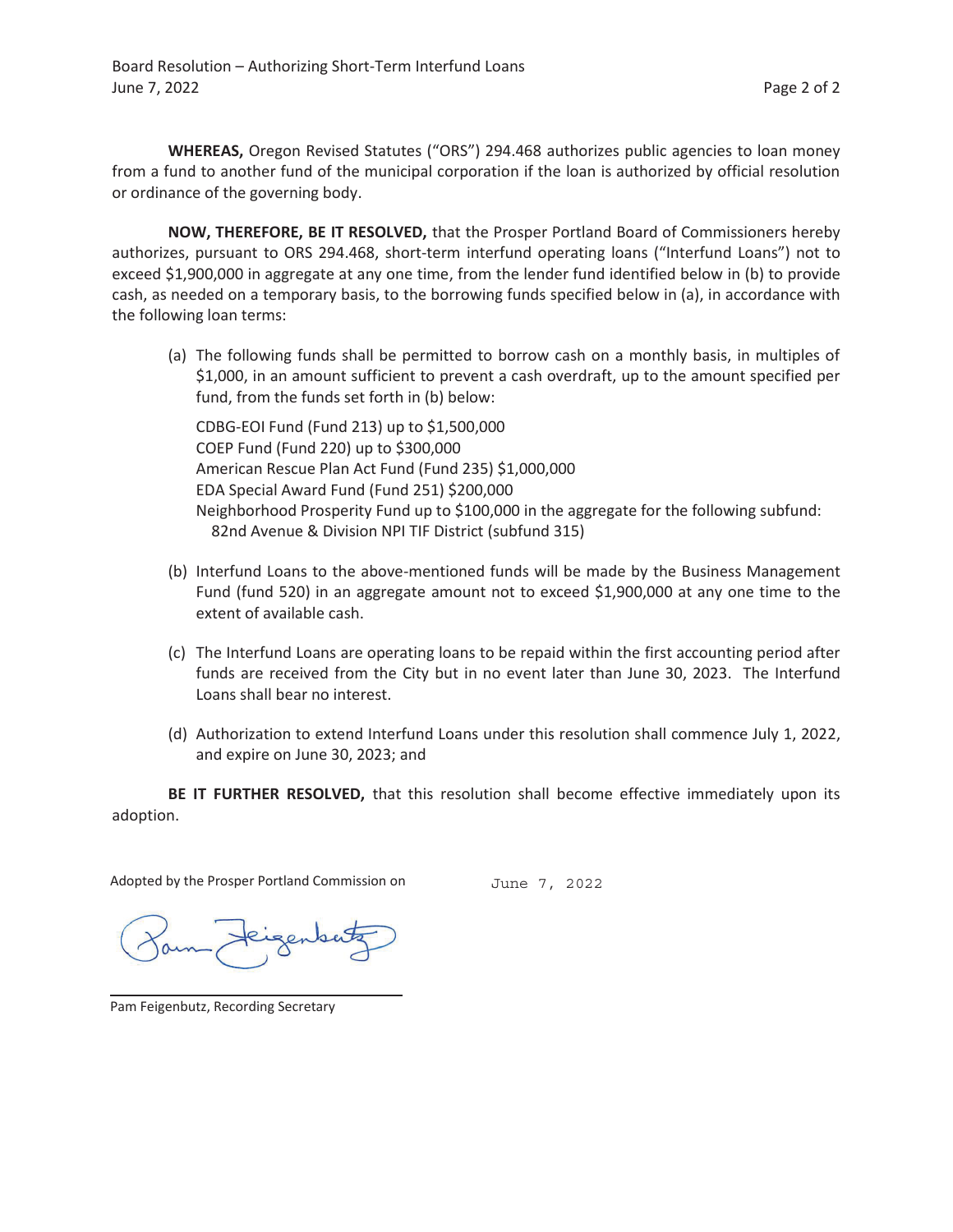**WHEREAS,** Oregon Revised Statutes ("ORS") 294.468 authorizes public agencies to loan money from a fund to another fund of the municipal corporation if the loan is authorized by official resolution or ordinance of the governing body.

**NOW, THEREFORE, BE IT RESOLVED,** that the Prosper Portland Board of Commissioners hereby authorizes, pursuant to ORS 294.468, short-term interfund operating loans ("Interfund Loans") not to exceed $1,900,000 in aggregate at any one time, from the lender fund identified below in (b) to provide cash, as needed on a temporary basis, to the borrowing funds specified below in (a), in accordance with the following loan terms:

(a) The following funds shall be permitted to borrow cash on a monthly basis, in multiples of $1,000, in an amount sufficient to prevent a cash overdraft, up to the amount specified per fund, from the funds set forth in (b) below:

CDBG-EOI Fund (Fund 213) up to $1,500,000
COEP Fund (Fund 220) up to $300,000
American Rescue Plan Act Fund (Fund 235) $1,000,000
EDA Special Award Fund (Fund 251) $200,000
Neighborhood Prosperity Fund up to $100,000 in the aggregate for the following subfund:
82nd Avenue & Division NPI TIF District (subfund 315)

(b) Interfund Loans to the above-mentioned funds will be made by the Business Management Fund (fund 520) in an aggregate amount not to exceed $1,900,000 at any one time to the extent of available cash.

(c) The Interfund Loans are operating loans to be repaid within the first accounting period after funds are received from the City but in no event later than June 30, 2023. The Interfund Loans shall bear no interest.

(d) Authorization to extend Interfund Loans under this resolution shall commence July 1, 2022, and expire on June 30, 2023; and

**BE IT FURTHER RESOLVED,** that this resolution shall become effective immediately upon its adoption.

Adopted by the Prosper Portland Commission on June 7, 2022

Pam Feigenbutz, Recording Secretary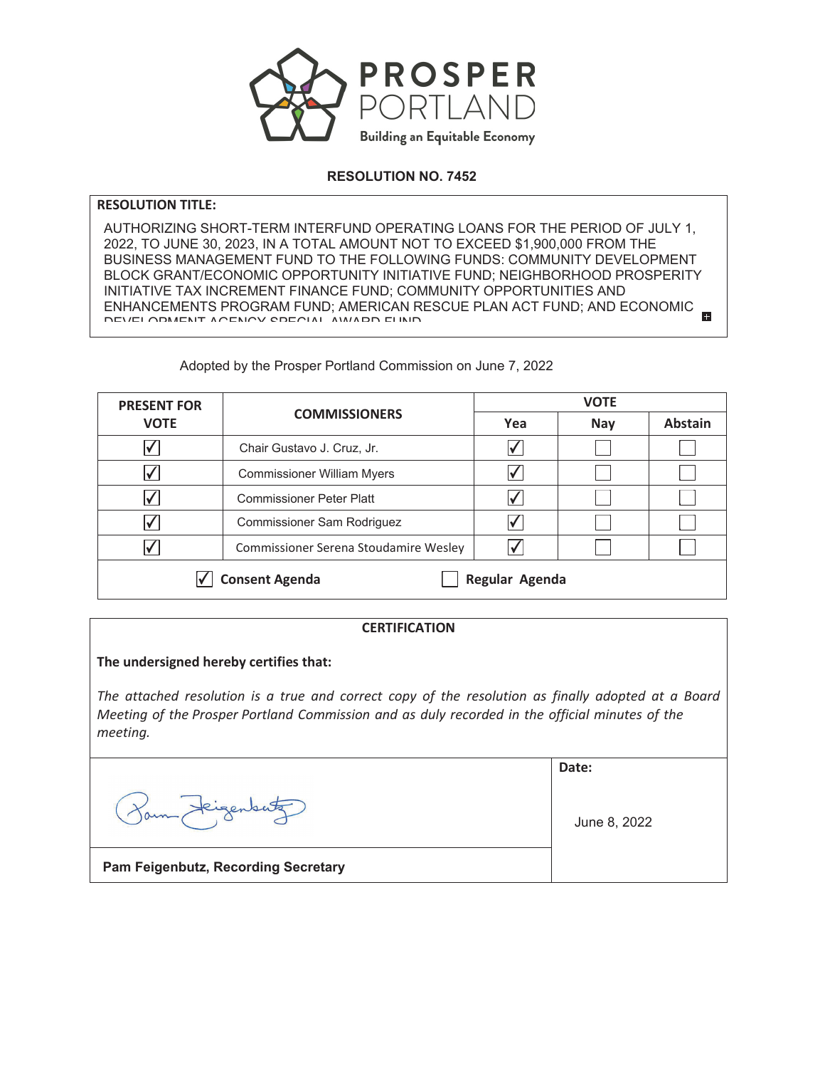PROSPER PORTLAND

Building an Equitable Economy

## RESOLUTION NO. 7452

**RESOLUTION TITLE:**

AUTHORIZING SHORT-TERM INTERFUND OPERATING LOANS FOR THE PERIOD OF JULY 1, 2022, TO JUNE 30, 2023, IN A TOTAL AMOUNT NOT TO EXCEED $1,900,000 FROM THE BUSINESS MANAGEMENT FUND TO THE FOLLOWING FUNDS: COMMUNITY DEVELOPMENT BLOCK GRANT/ECONOMIC OPPORTUNITY INITIATIVE FUND; NEIGHBORHOOD PROSPERITY INITIATIVE TAX INCREMENT FINANCE FUND; COMMUNITY OPPORTUNITIES AND ENHANCEMENTS PROGRAM FUND; AMERICAN RESCUE PLAN ACT FUND; AND ECONOMIC DEVELOPMENT AGENCY SPECIAL AWARD FUND

Adopted by the Prosper Portland Commission on June 7, 2022

| PRESENT FOR VOTE | COMMISSIONERS | VOTE | | |
|---|---|---|---|---|
| | | Yea | Nay | Abstain |
| ☑ | Chair Gustavo J. Cruz, Jr. | ☑ | ☐ | ☐ |
| ☑ | Commissioner William Myers | ☑ | ☐ | ☐ |
| ☑ | Commissioner Peter Platt | ☑ | ☐ | ☐ |
| ☑ | Commissioner Sam Rodriguez | ☑ | ☐ | ☐ |
| ☑ | Commissioner Serena Stoudamire Wesley | ☑ | ☐ | ☐ |

☑ **Consent Agenda** ☐ **Regular Agenda**

**CERTIFICATION**

**The undersigned hereby certifies that:**

*The attached resolution is a true and correct copy of the resolution as finally adopted at a Board Meeting of the Prosper Portland Commission and as duly recorded in the official minutes of the meeting.*

| | |
|---|---|
| Pam Feigenbutz (signature) | **Date:** June 8, 2022 |
| **Pam Feigenbutz, Recording Secretary** | |